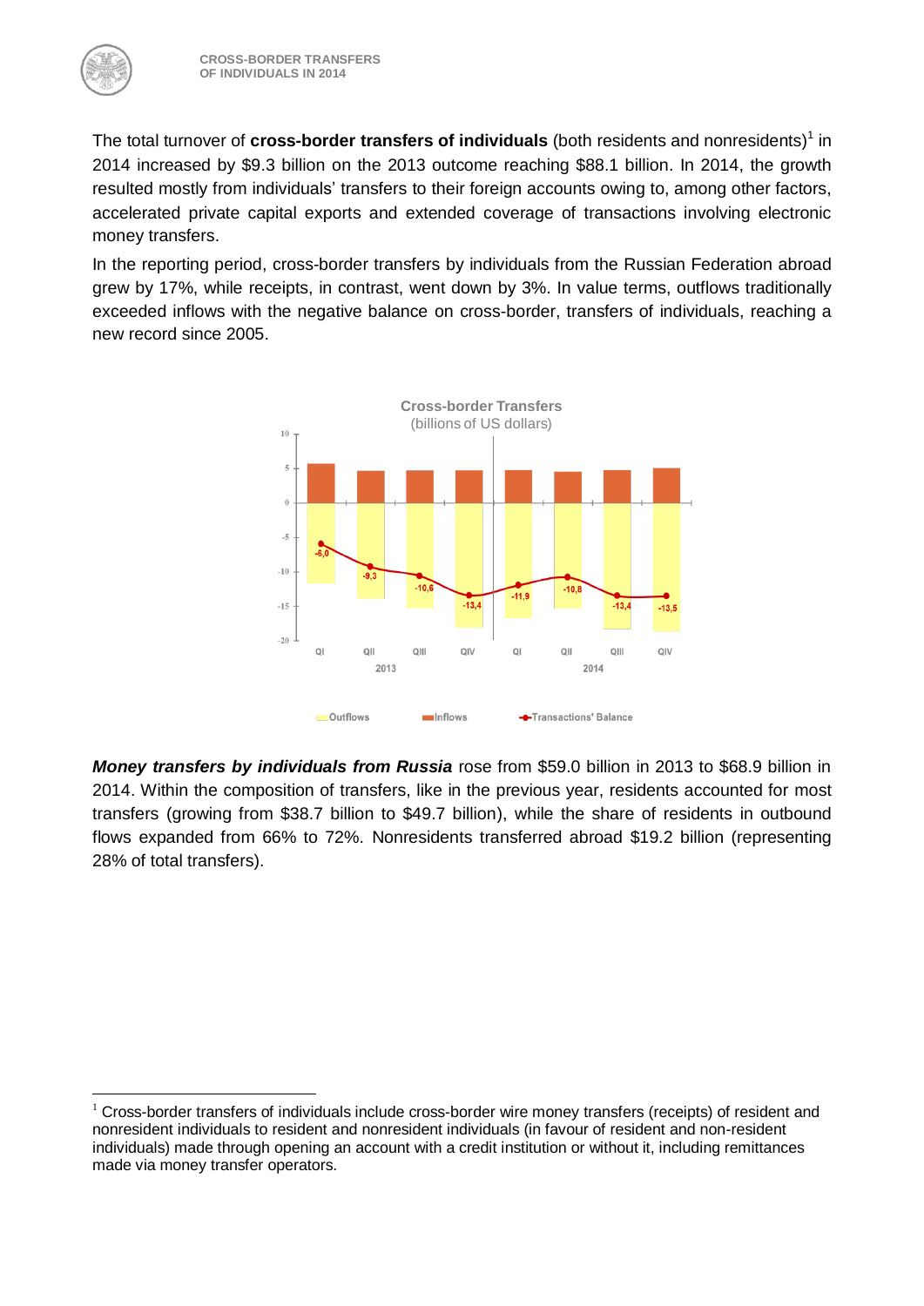The total turnover of **cross-border transfers of individuals** (both residents and nonresidents)[1] in 2014 increased by $9.3 billion on the 2013 outcome reaching $88.1 billion. In 2014, the growth resulted mostly from individuals' transfers to their foreign accounts owing to, among other factors, accelerated private capital exports and extended coverage of transactions involving electronic money transfers.

In the reporting period, cross-border transfers by individuals from the Russian Federation abroad grew by 17%, while receipts, in contrast, went down by 3%. In value terms, outflows traditionally exceeded inflows with the negative balance on cross-border, transfers of individuals, reaching a new record since 2005.

**Cross-border Transfers**
(billions of US dollars)

| | 2013 QI | 2013 QII | 2013 QIII | 2013 QIV | 2014 QI | 2014 QII | 2014 QIII | 2014 QIV |
|---|---|---|---|---|---|---|---|---|
| Transactions' Balance | -6,0 | -9,3 | -10,6 | -13,4 | -11,9 | -10,8 | -13,4 | -13,5 |

Outflows / Inflows / Transactions' Balance

***Money transfers by individuals from Russia*** rose from $59.0 billion in 2013 to $68.9 billion in 2014. Within the composition of transfers, like in the previous year, residents accounted for most transfers (growing from $38.7 billion to $49.7 billion), while the share of residents in outbound flows expanded from 66% to 72%. Nonresidents transferred abroad $19.2 billion (representing 28% of total transfers).

---

[1] Cross-border transfers of individuals include cross-border wire money transfers (receipts) of resident and nonresident individuals to resident and nonresident individuals (in favour of resident and non-resident individuals) made through opening an account with a credit institution or without it, including remittances made via money transfer operators.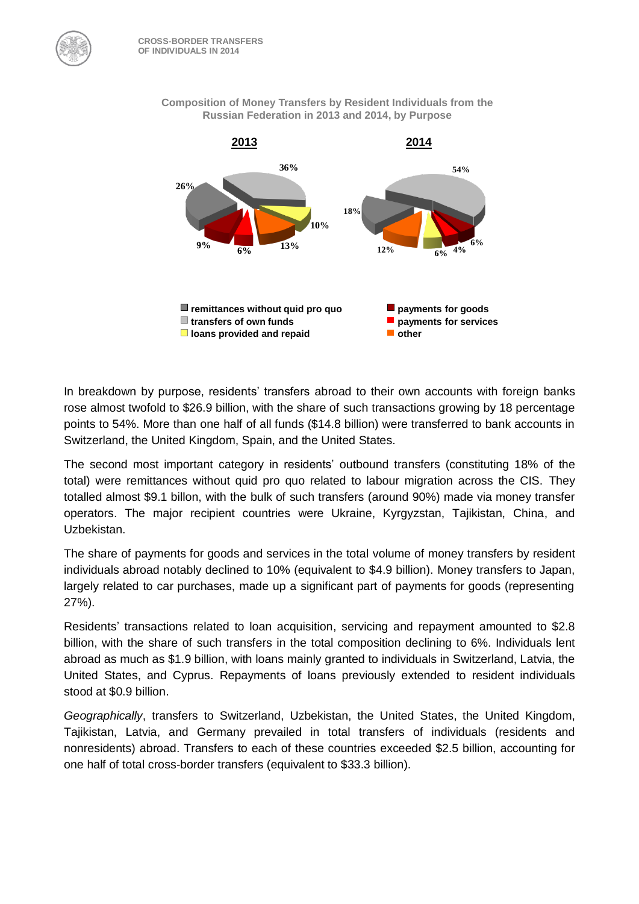Composition of Money Transfers by Resident Individuals from the Russian Federation in 2013 and 2014, by Purpose

| Purpose | 2013 | 2014 |
| --- | --- | --- |
| remittances without quid pro quo | 26% | 18% |
| transfers of own funds | 36% | 54% |
| loans provided and repaid | 10% | 6% |
| payments for goods | 9% | 6% |
| payments for services | 6% | 4% |
| other | 13% | 12% |

In breakdown by purpose, residents' transfers abroad to their own accounts with foreign banks rose almost twofold to $26.9 billion, with the share of such transactions growing by 18 percentage points to 54%. More than one half of all funds ($14.8 billion) were transferred to bank accounts in Switzerland, the United Kingdom, Spain, and the United States.

The second most important category in residents' outbound transfers (constituting 18% of the total) were remittances without quid pro quo related to labour migration across the CIS. They totalled almost $9.1 billon, with the bulk of such transfers (around 90%) made via money transfer operators. The major recipient countries were Ukraine, Kyrgyzstan, Tajikistan, China, and Uzbekistan.

The share of payments for goods and services in the total volume of money transfers by resident individuals abroad notably declined to 10% (equivalent to $4.9 billion). Money transfers to Japan, largely related to car purchases, made up a significant part of payments for goods (representing 27%).

Residents' transactions related to loan acquisition, servicing and repayment amounted to $2.8 billion, with the share of such transfers in the total composition declining to 6%. Individuals lent abroad as much as $1.9 billion, with loans mainly granted to individuals in Switzerland, Latvia, the United States, and Cyprus. Repayments of loans previously extended to resident individuals stood at $0.9 billion.

*Geographically*, transfers to Switzerland, Uzbekistan, the United States, the United Kingdom, Tajikistan, Latvia, and Germany prevailed in total transfers of individuals (residents and nonresidents) abroad. Transfers to each of these countries exceeded $2.5 billion, accounting for one half of total cross-border transfers (equivalent to $33.3 billion).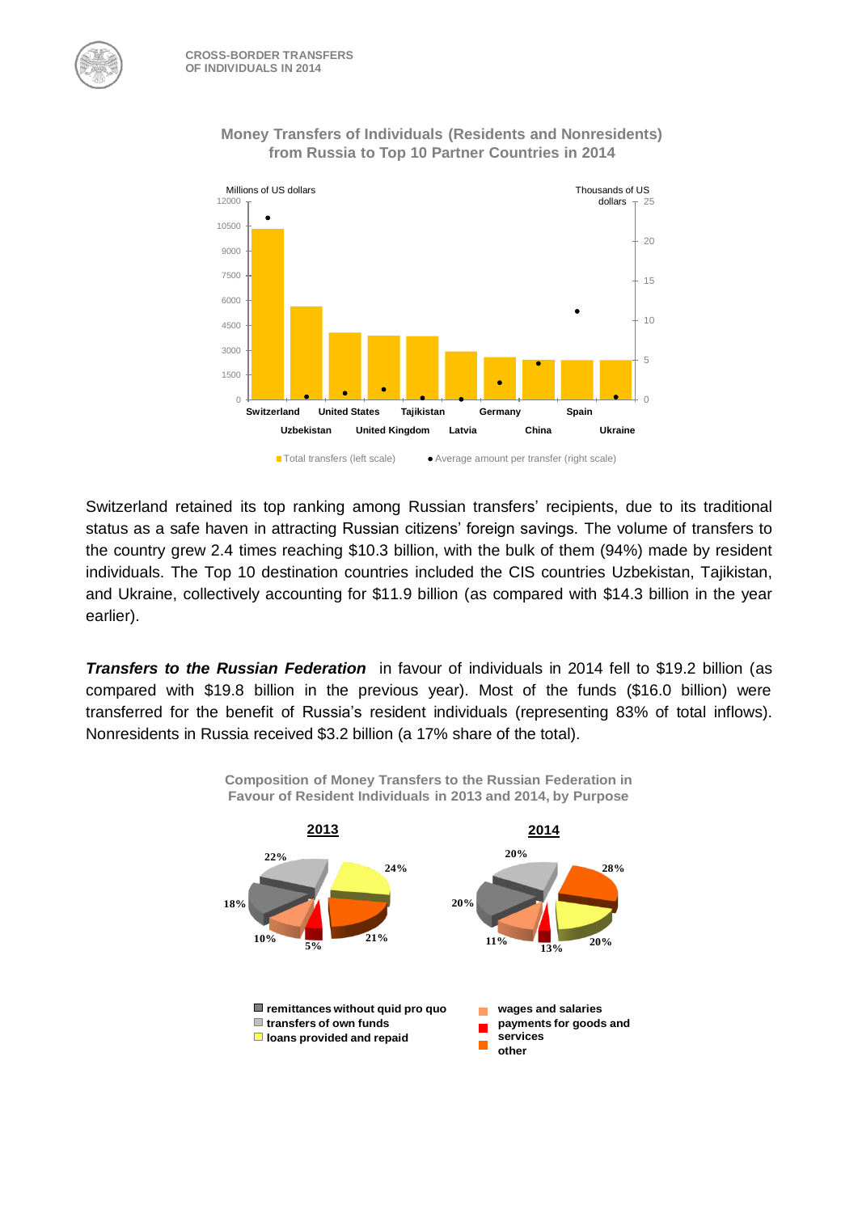**Money Transfers of Individuals (Residents and Nonresidents) from Russia to Top 10 Partner Countries in 2014**

Switzerland retained its top ranking among Russian transfers' recipients, due to its traditional status as a safe haven in attracting Russian citizens' foreign savings. The volume of transfers to the country grew 2.4 times reaching \$10.3 billion, with the bulk of them (94%) made by resident individuals. The Top 10 destination countries included the CIS countries Uzbekistan, Tajikistan, and Ukraine, collectively accounting for \$11.9 billion (as compared with \$14.3 billion in the year earlier).

***Transfers to the Russian Federation*** in favour of individuals in 2014 fell to \$19.2 billion (as compared with \$19.8 billion in the previous year). Most of the funds (\$16.0 billion) were transferred for the benefit of Russia's resident individuals (representing 83% of total inflows). Nonresidents in Russia received \$3.2 billion (a 17% share of the total).

**Composition of Money Transfers to the Russian Federation in Favour of Resident Individuals in 2013 and 2014, by Purpose**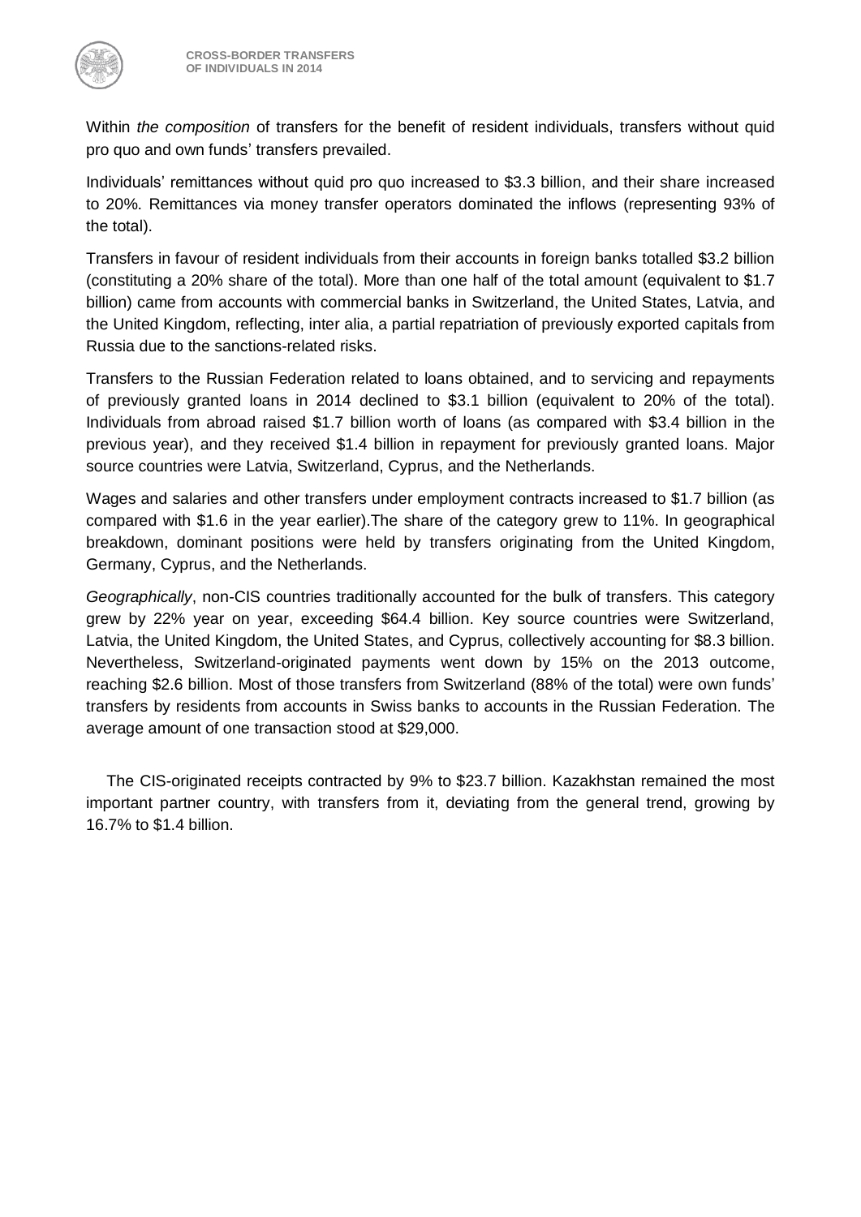Within *the composition* of transfers for the benefit of resident individuals, transfers without quid pro quo and own funds' transfers prevailed.

Individuals' remittances without quid pro quo increased to $3.3 billion, and their share increased to 20%. Remittances via money transfer operators dominated the inflows (representing 93% of the total).

Transfers in favour of resident individuals from their accounts in foreign banks totalled $3.2 billion (constituting a 20% share of the total). More than one half of the total amount (equivalent to $1.7 billion) came from accounts with commercial banks in Switzerland, the United States, Latvia, and the United Kingdom, reflecting, inter alia, a partial repatriation of previously exported capitals from Russia due to the sanctions-related risks.

Transfers to the Russian Federation related to loans obtained, and to servicing and repayments of previously granted loans in 2014 declined to $3.1 billion (equivalent to 20% of the total). Individuals from abroad raised $1.7 billion worth of loans (as compared with $3.4 billion in the previous year), and they received $1.4 billion in repayment for previously granted loans. Major source countries were Latvia, Switzerland, Cyprus, and the Netherlands.

Wages and salaries and other transfers under employment contracts increased to $1.7 billion (as compared with $1.6 in the year earlier).The share of the category grew to 11%. In geographical breakdown, dominant positions were held by transfers originating from the United Kingdom, Germany, Cyprus, and the Netherlands.

*Geographically*, non-CIS countries traditionally accounted for the bulk of transfers. This category grew by 22% year on year, exceeding $64.4 billion. Key source countries were Switzerland, Latvia, the United Kingdom, the United States, and Cyprus, collectively accounting for $8.3 billion. Nevertheless, Switzerland-originated payments went down by 15% on the 2013 outcome, reaching $2.6 billion. Most of those transfers from Switzerland (88% of the total) were own funds' transfers by residents from accounts in Swiss banks to accounts in the Russian Federation. The average amount of one transaction stood at $29,000.

The CIS-originated receipts contracted by 9% to $23.7 billion. Kazakhstan remained the most important partner country, with transfers from it, deviating from the general trend, growing by 16.7% to $1.4 billion.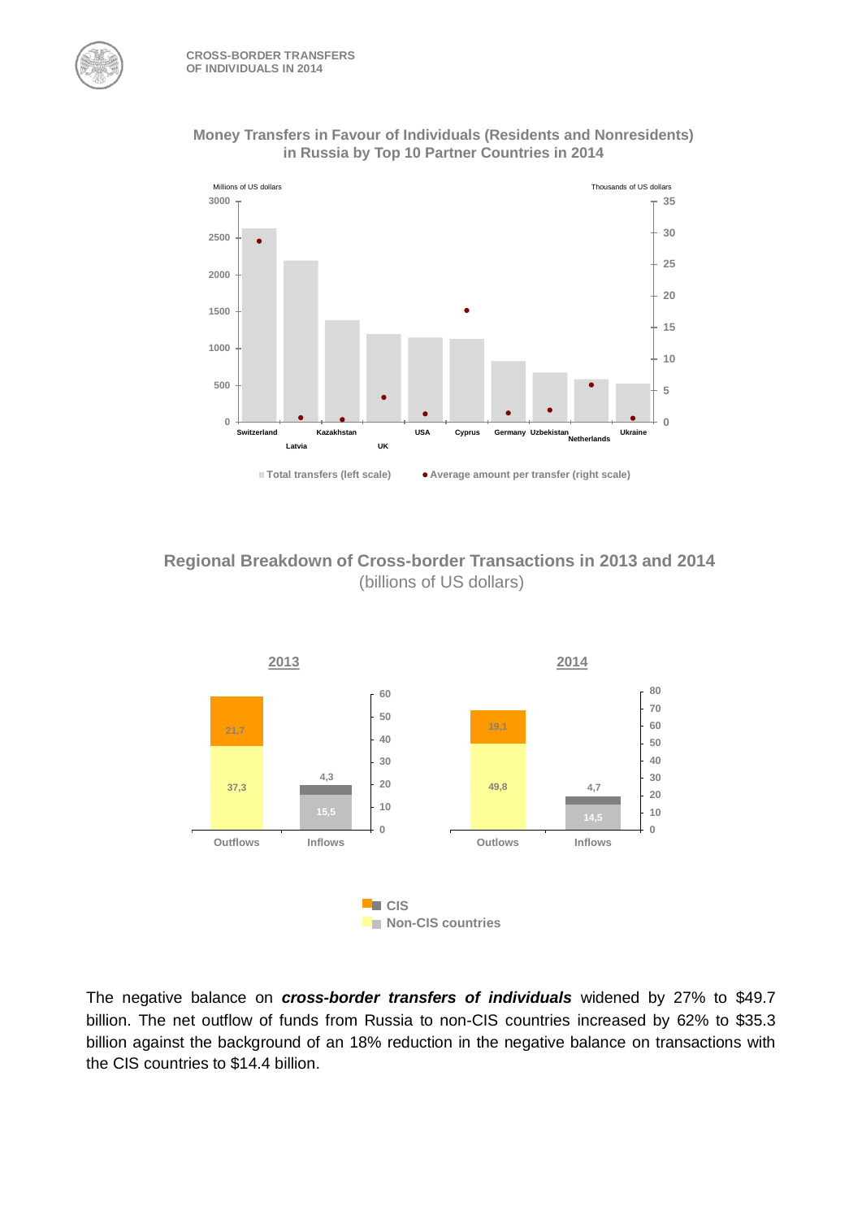### Money Transfers in Favour of Individuals (Residents and Nonresidents) in Russia by Top 10 Partner Countries in 2014

Millions of US dollars / Thousands of US dollars

Switzerland, Latvia, Kazakhstan, UK, USA, Cyprus, Germany, Uzbekistan, Netherlands, Ukraine

Total transfers (left scale) · Average amount per transfer (right scale)

### Regional Breakdown of Cross-border Transactions in 2013 and 2014
(billions of US dollars)

| | 2013 Outflows | 2013 Inflows | 2014 Outflows | 2014 Inflows |
|---|---|---|---|---|
| CIS | 21,7 | 4,3 | 19,1 | 4,7 |
| Non-CIS countries | 37,3 | 15,5 | 49,8 | 14,5 |

The negative balance on ***cross-border transfers of individuals*** widened by 27% to $49.7 billion. The net outflow of funds from Russia to non-CIS countries increased by 62% to $35.3 billion against the background of an 18% reduction in the negative balance on transactions with the CIS countries to $14.4 billion.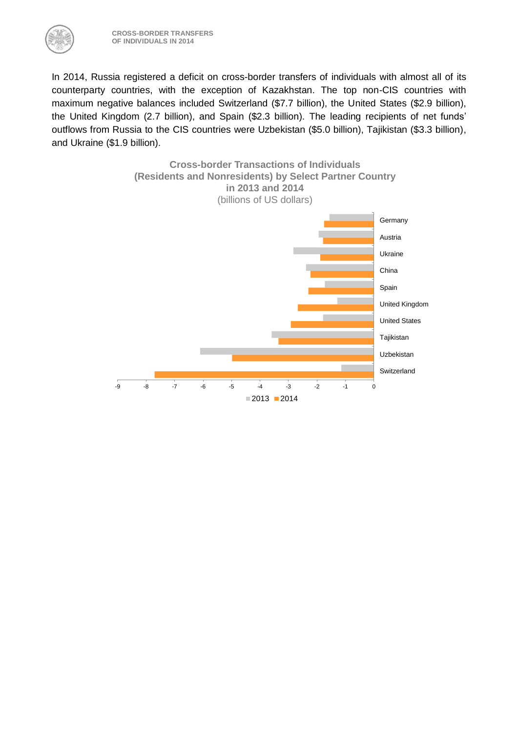In 2014, Russia registered a deficit on cross-border transfers of individuals with almost all of its counterparty countries, with the exception of Kazakhstan. The top non-CIS countries with maximum negative balances included Switzerland ($7.7 billion), the United States ($2.9 billion), the United Kingdom (2.7 billion), and Spain ($2.3 billion). The leading recipients of net funds' outflows from Russia to the CIS countries were Uzbekistan ($5.0 billion), Tajikistan ($3.3 billion), and Ukraine ($1.9 billion).

**Cross-border Transactions of Individuals (Residents and Nonresidents) by Select Partner Country in 2013 and 2014**

(billions of US dollars)

Germany
Austria
Ukraine
China
Spain
United Kingdom
United States
Tajikistan
Uzbekistan
Switzerland

-9 -8 -7 -6 -5 -4 -3 -2 -1 0

2013 2014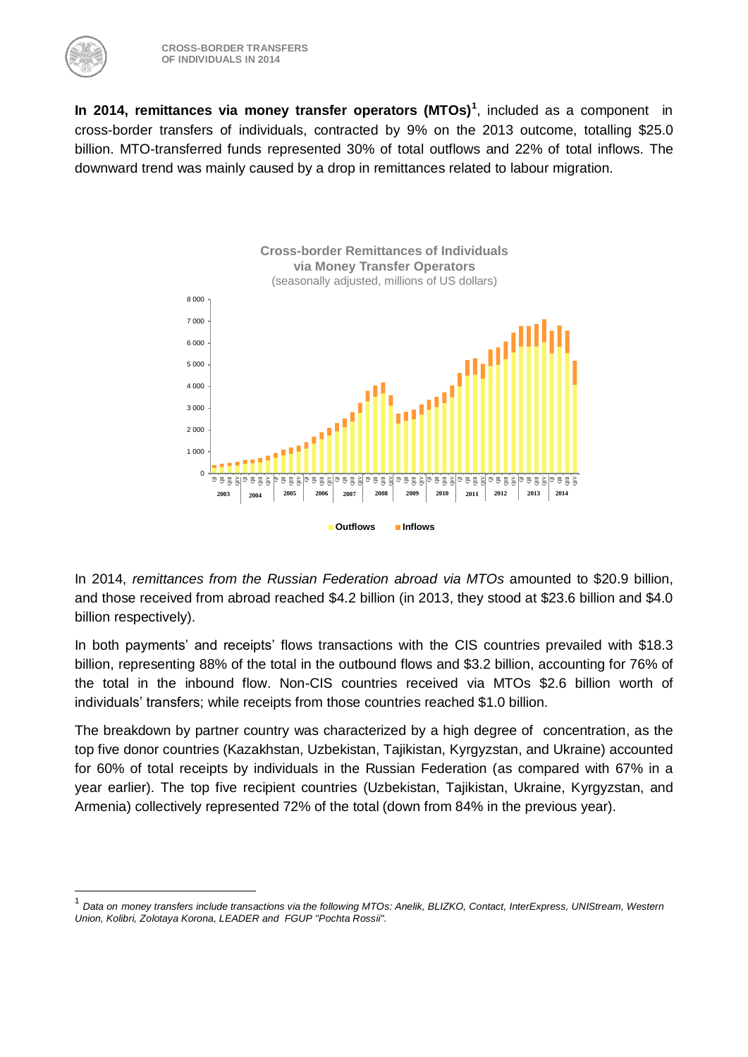**In 2014, remittances via money transfer operators (MTOs)**[1], included as a component in cross-border transfers of individuals, contracted by 9% on the 2013 outcome, totalling $25.0 billion. MTO-transferred funds represented 30% of total outflows and 22% of total inflows. The downward trend was mainly caused by a drop in remittances related to labour migration.

**Cross-border Remittances of Individuals via Money Transfer Operators**
(seasonally adjusted, millions of US dollars)

Outflows  Inflows

In 2014, *remittances from the Russian Federation abroad via MTOs* amounted to $20.9 billion, and those received from abroad reached $4.2 billion (in 2013, they stood at $23.6 billion and $4.0 billion respectively).

In both payments' and receipts' flows transactions with the CIS countries prevailed with $18.3 billion, representing 88% of the total in the outbound flows and $3.2 billion, accounting for 76% of the total in the inbound flow. Non-CIS countries received via MTOs $2.6 billion worth of individuals' transfers; while receipts from those countries reached $1.0 billion.

The breakdown by partner country was characterized by a high degree of concentration, as the top five donor countries (Kazakhstan, Uzbekistan, Tajikistan, Kyrgyzstan, and Ukraine) accounted for 60% of total receipts by individuals in the Russian Federation (as compared with 67% in a year earlier). The top five recipient countries (Uzbekistan, Tajikistan, Ukraine, Kyrgyzstan, and Armenia) collectively represented 72% of the total (down from 84% in the previous year).

[1] *Data on money transfers include transactions via the following MTOs: Anelik, BLIZKO, Contact, InterExpress, UNIStream, Western Union, Kolibri, Zolotaya Korona, LEADER and FGUP "Pochta Rossii".*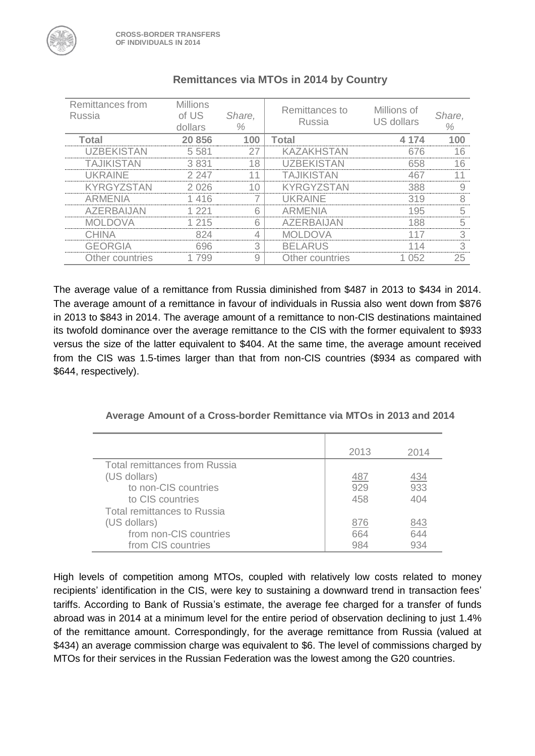### Remittances via MTOs in 2014 by Country

| Remittances from Russia | Millions of US dollars | *Share, %* | Remittances to Russia | Millions of US dollars | *Share, %* |
|---|---|---|---|---|---|
| **Total** | **20 856** | **100** | **Total** | **4 174** | **100** |
| UZBEKISTAN | 5 581 | 27 | KAZAKHSTAN | 676 | 16 |
| TAJIKISTAN | 3 831 | 18 | UZBEKISTAN | 658 | 16 |
| UKRAINE | 2 247 | 11 | TAJIKISTAN | 467 | 11 |
| KYRGYZSTAN | 2 026 | 10 | KYRGYZSTAN | 388 | 9 |
| ARMENIA | 1 416 | 7 | UKRAINE | 319 | 8 |
| AZERBAIJAN | 1 221 | 6 | ARMENIA | 195 | 5 |
| MOLDOVA | 1 215 | 6 | AZERBAIJAN | 188 | 5 |
| CHINA | 824 | 4 | MOLDOVA | 117 | 3 |
| GEORGIA | 696 | 3 | BELARUS | 114 | 3 |
| Other countries | 1 799 | 9 | Other countries | 1 052 | 25 |

The average value of a remittance from Russia diminished from $487 in 2013 to $434 in 2014. The average amount of a remittance in favour of individuals in Russia also went down from $876 in 2013 to $843 in 2014. The average amount of a remittance to non-CIS destinations maintained its twofold dominance over the average remittance to the CIS with the former equivalent to $933 versus the size of the latter equivalent to $404. At the same time, the average amount received from the CIS was 1.5-times larger than that from non-CIS countries ($934 as compared with $644, respectively).

**Average Amount of a Cross-border Remittance via MTOs in 2013 and 2014**

| | 2013 | 2014 |
|---|---|---|
| Total remittances from Russia (US dollars) | 487 | 434 |
| to non-CIS countries | 929 | 933 |
| to CIS countries | 458 | 404 |
| Total remittances to Russia (US dollars) | 876 | 843 |
| from non-CIS countries | 664 | 644 |
| from CIS countries | 984 | 934 |

High levels of competition among MTOs, coupled with relatively low costs related to money recipients' identification in the CIS, were key to sustaining a downward trend in transaction fees' tariffs. According to Bank of Russia's estimate, the average fee charged for a transfer of funds abroad was in 2014 at a minimum level for the entire period of observation declining to just 1.4% of the remittance amount. Correspondingly, for the average remittance from Russia (valued at $434) an average commission charge was equivalent to $6. The level of commissions charged by MTOs for their services in the Russian Federation was the lowest among the G20 countries.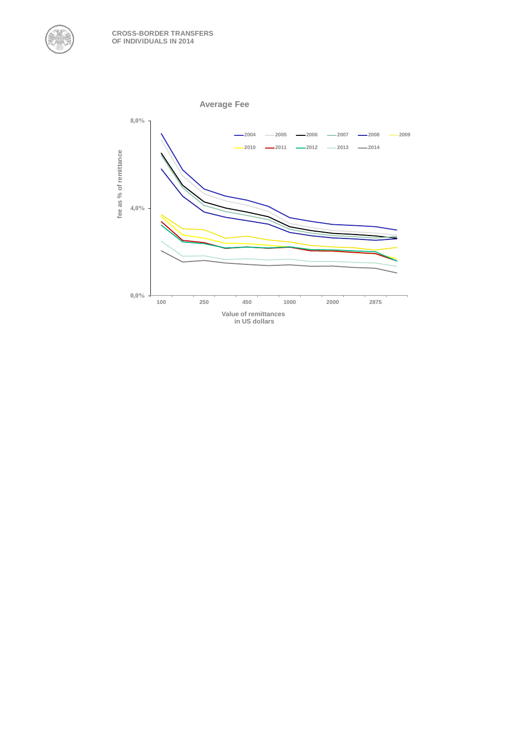Average Fee

8,0%

4,0%

0,0%

fee as % of remittance

2004 2005 2006 2007 2008 2009

2010 2011 2012 2013 2014

100 250 450 1000 2000 2875

Value of remittances
in US dollars